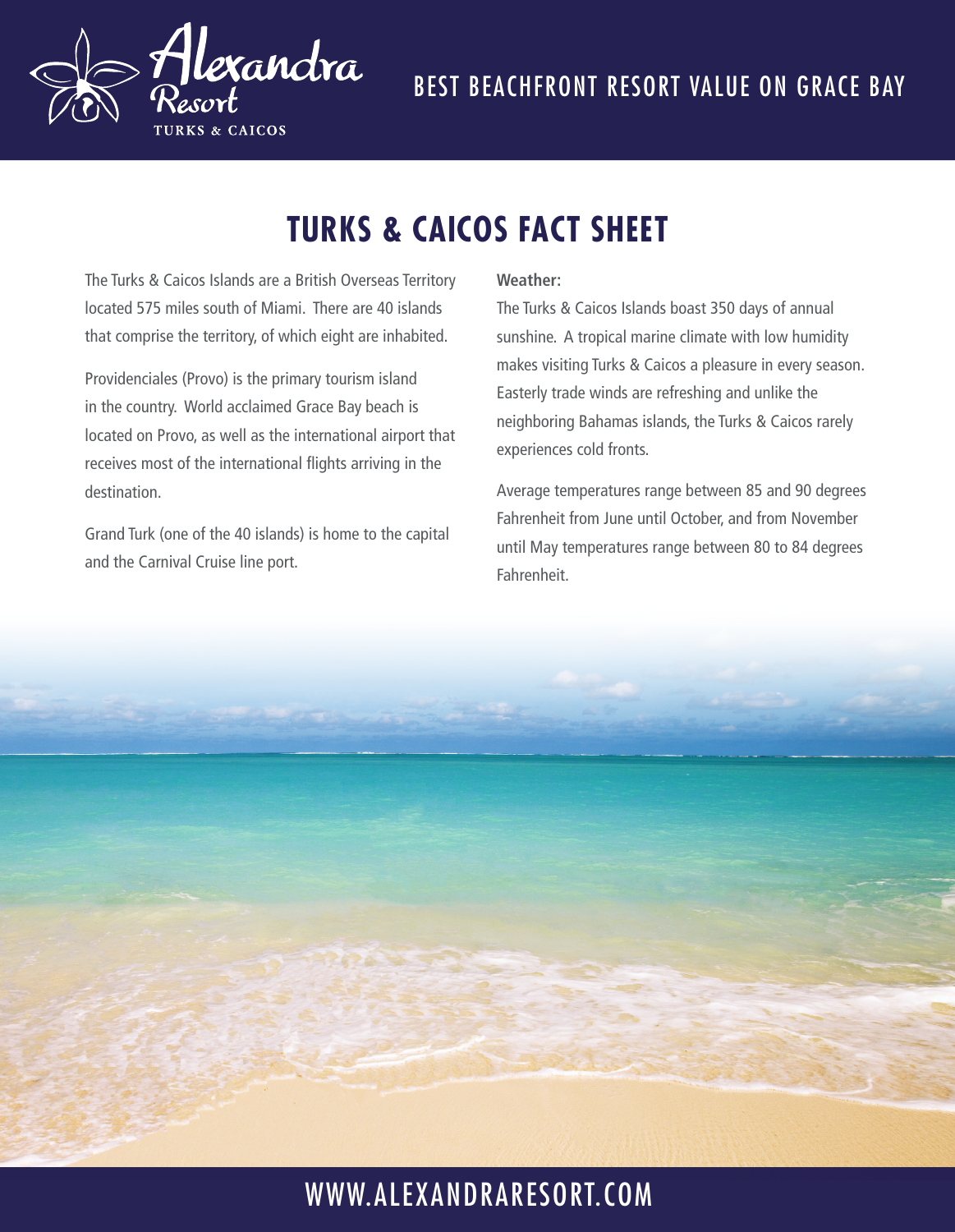Alexandra Resort
TURKS & CAICOS

BEST BEACHFRONT RESORT VALUE ON GRACE BAY

# TURKS & CAICOS FACT SHEET

The Turks & Caicos Islands are a British Overseas Territory located 575 miles south of Miami. There are 40 islands that comprise the territory, of which eight are inhabited.

Providenciales (Provo) is the primary tourism island in the country. World acclaimed Grace Bay beach is located on Provo, as well as the international airport that receives most of the international flights arriving in the destination.

Grand Turk (one of the 40 islands) is home to the capital and the Carnival Cruise line port.

**Weather:**

The Turks & Caicos Islands boast 350 days of annual sunshine. A tropical marine climate with low humidity makes visiting Turks & Caicos a pleasure in every season. Easterly trade winds are refreshing and unlike the neighboring Bahamas islands, the Turks & Caicos rarely experiences cold fronts.

Average temperatures range between 85 and 90 degrees Fahrenheit from June until October, and from November until May temperatures range between 80 to 84 degrees Fahrenheit.

WWW.ALEXANDRARESORT.COM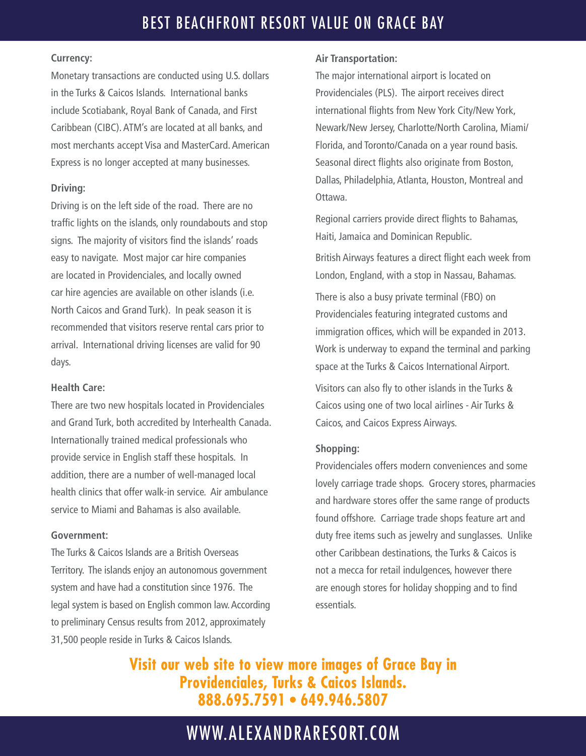# BEST BEACHFRONT RESORT VALUE ON GRACE BAY

**Currency:**

Monetary transactions are conducted using U.S. dollars in the Turks & Caicos Islands. International banks include Scotiabank, Royal Bank of Canada, and First Caribbean (CIBC). ATM's are located at all banks, and most merchants accept Visa and MasterCard. American Express is no longer accepted at many businesses.

**Driving:**

Driving is on the left side of the road. There are no traffic lights on the islands, only roundabouts and stop signs. The majority of visitors find the islands' roads easy to navigate. Most major car hire companies are located in Providenciales, and locally owned car hire agencies are available on other islands (i.e. North Caicos and Grand Turk). In peak season it is recommended that visitors reserve rental cars prior to arrival. International driving licenses are valid for 90 days.

**Health Care:**

There are two new hospitals located in Providenciales and Grand Turk, both accredited by Interhealth Canada. Internationally trained medical professionals who provide service in English staff these hospitals. In addition, there are a number of well-managed local health clinics that offer walk-in service. Air ambulance service to Miami and Bahamas is also available.

**Government:**

The Turks & Caicos Islands are a British Overseas Territory. The islands enjoy an autonomous government system and have had a constitution since 1976. The legal system is based on English common law. According to preliminary Census results from 2012, approximately 31,500 people reside in Turks & Caicos Islands.

**Air Transportation:**

The major international airport is located on Providenciales (PLS). The airport receives direct international flights from New York City/New York, Newark/New Jersey, Charlotte/North Carolina, Miami/Florida, and Toronto/Canada on a year round basis. Seasonal direct flights also originate from Boston, Dallas, Philadelphia, Atlanta, Houston, Montreal and Ottawa.

Regional carriers provide direct flights to Bahamas, Haiti, Jamaica and Dominican Republic.

British Airways features a direct flight each week from London, England, with a stop in Nassau, Bahamas.

There is also a busy private terminal (FBO) on Providenciales featuring integrated customs and immigration offices, which will be expanded in 2013. Work is underway to expand the terminal and parking space at the Turks & Caicos International Airport.

Visitors can also fly to other islands in the Turks & Caicos using one of two local airlines - Air Turks & Caicos, and Caicos Express Airways.

**Shopping:**

Providenciales offers modern conveniences and some lovely carriage trade shops. Grocery stores, pharmacies and hardware stores offer the same range of products found offshore. Carriage trade shops feature art and duty free items such as jewelry and sunglasses. Unlike other Caribbean destinations, the Turks & Caicos is not a mecca for retail indulgences, however there are enough stores for holiday shopping and to find essentials.

**Visit our web site to view more images of Grace Bay in Providenciales, Turks & Caicos Islands.**
**888.695.7591 • 649.946.5807**

WWW.ALEXANDRARESORT.COM